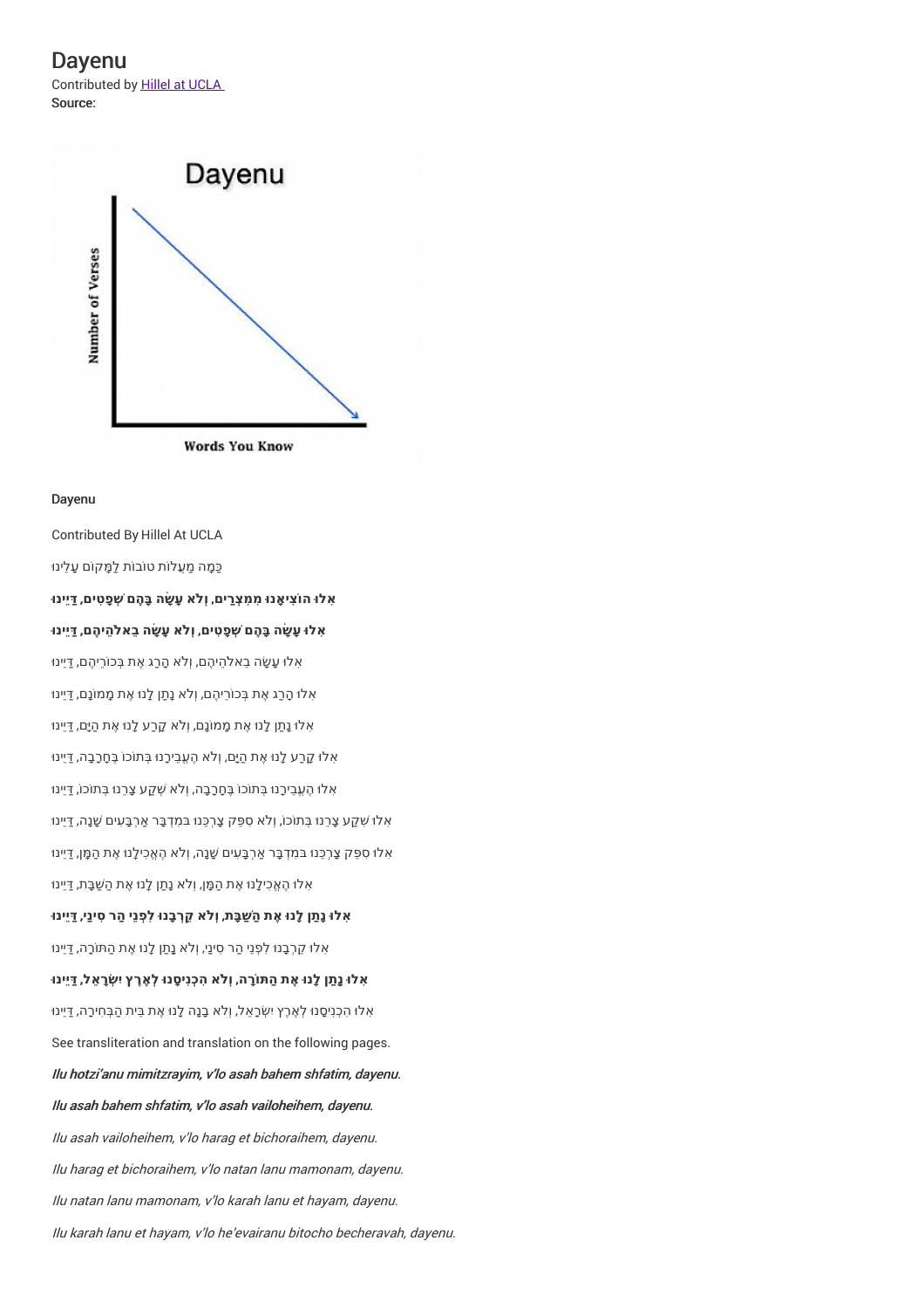# Dayenu

Contributed by Hillel at UCLA

Source:

### Dayenu

Contributed By Hillel At UCLA

כַּמָּה מַעֲלוֹת טוֹבוֹת לַמָּקוֹם עָלֵינוּ

**אִלּוּ הוֹצִיאָנוּ מִמִּצְרַיִם, וְלֹא עָשָׂה בָהֶם שְׁפָטִים, דַּיֵּנוּ**

**אִלּוּ עָשָׂה בָהֶם שְׁפָטִים, וְלֹא עָשָׂה בֵאלֹהֵיהֶם, דַּיֵּנוּ**

אִלּוּ עָשָׂה בֵאלֹהֵיהֶם, וְלֹא הָרַג אֶת בְּכוֹרֵיהֶם, דַּיֵּנוּ

אִלּוּ הָרַג אֶת בְּכוֹרֵיהֶם, וְלֹא נָתַן לָנוּ אֶת מָמוֹנָם, דַּיֵּנוּ

אִלּוּ נָתַן לָנוּ אֶת מָמוֹנָם, וְלֹא קָרַע לָנוּ אֶת הַיָּם, דַּיֵּנוּ

אִלּוּ קָרַע לָנוּ אֶת הַיָּם, וְלֹא הֶעֱבִירָנוּ בְּתוֹכוֹ בֶּחָרָבָה, דַּיֵּנוּ

אִלּוּ הֶעֱבִירָנוּ בְּתוֹכוֹ בֶּחָרָבָה, וְלֹא שִׁקַּע צָרֵנוּ בְּתוֹכוֹ, דַּיֵּנוּ

אִלּוּ שִׁקַּע צָרֵנוּ בְּתוֹכוֹ, וְלֹא סִפֵּק צָרְכֵּנוּ בַּמִּדְבָּר אַרְבָּעִים שָׁנָה, דַּיֵּנוּ

אִלּוּ סִפֵּק צָרְכֵּנוּ בַּמִּדְבָּר אַרְבָּעִים שָׁנָה, וְלֹא הֶאֱכִילָנוּ אֶת הַמָּן, דַּיֵּנוּ

אִלּוּ הֶאֱכִילָנוּ אֶת הַמָּן, וְלֹא נָתַן לָנוּ אֶת הַשַּׁבָּת, דַּיֵּנוּ

**אִלּוּ נָתַן לָנוּ אֶת הַשַּׁבָּת, וְלֹא קֵרְבָנוּ לִפְנֵי הַר סִינַי, דַּיֵּנוּ**

אִלּוּ קֵרְבָנוּ לִפְנֵי הַר סִינַי, וְלֹא נָתַן לָנוּ אֶת הַתּוֹרָה, דַּיֵּנוּ

**אִלּוּ נָתַן לָנוּ אֶת הַתּוֹרָה, וְלֹא הִכְנִיסָנוּ לְאֶרֶץ יִשְׂרָאֵל, דַּיֵּנוּ**

אִלּוּ הִכְנִיסָנוּ לְאֶרֶץ יִשְׂרָאֵל, וְלֹא בָנָה לָנוּ אֶת בֵּית הַבְּחִירָה, דַּיֵּנוּ

See transliteration and translation on the following pages.

***Ilu hotzi'anu mimitzrayim, v'lo asah bahem shfatim, dayenu.***

***Ilu asah bahem shfatim, v'lo asah vailoheihem, dayenu.***

*Ilu asah vailoheihem, v'lo harag et bichoraihem, dayenu.*

*Ilu harag et bichoraihem, v'lo natan lanu mamonam, dayenu.*

*Ilu natan lanu mamonam, v'lo karah lanu et hayam, dayenu.*

*Ilu karah lanu et hayam, v'lo he'evairanu bitocho becheravah, dayenu.*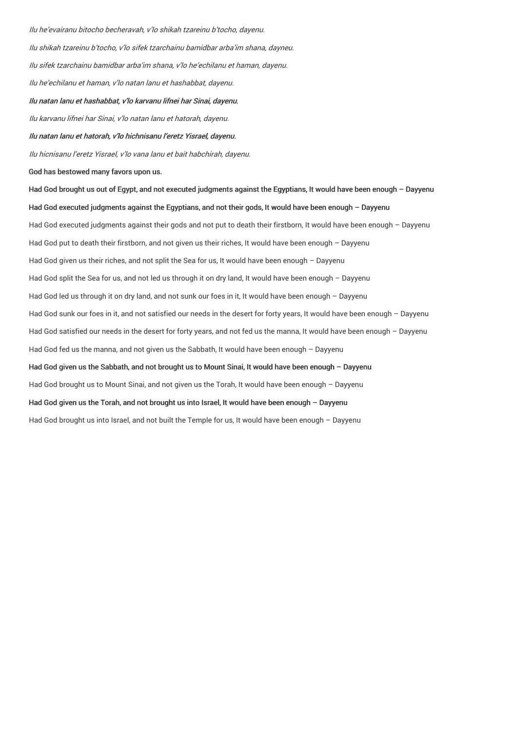*Ilu he'evairanu bitocho becheravah, v'lo shikah tzareinu b'tocho, dayenu.*

*Ilu shikah tzareinu b'tocho, v'lo sifek tzarchainu bamidbar arba'im shana, dayneu.*

*Ilu sifek tzarchainu bamidbar arba'im shana, v'lo he'echilanu et haman, dayenu.*

*Ilu he'echilanu et haman, v'lo natan lanu et hashabbat, dayenu.*

***Ilu natan lanu et hashabbat, v'lo karvanu lifnei har Sinai, dayenu.***

*Ilu karvanu lifnei har Sinai, v'lo natan lanu et hatorah, dayenu.*

***Ilu natan lanu et hatorah, v'lo hichnisanu l'eretz Yisrael, dayenu.***

*Ilu hicnisanu l'eretz Yisrael, v'lo vana lanu et bait habchirah, dayenu.*

**God has bestowed many favors upon us.**

**Had God brought us out of Egypt, and not executed judgments against the Egyptians, It would have been enough – Dayyenu**

**Had God executed judgments against the Egyptians, and not their gods, It would have been enough – Dayyenu**

Had God executed judgments against their gods and not put to death their firstborn, It would have been enough – Dayyenu

Had God put to death their firstborn, and not given us their riches, It would have been enough – Dayyenu

Had God given us their riches, and not split the Sea for us, It would have been enough – Dayyenu

Had God split the Sea for us, and not led us through it on dry land, It would have been enough – Dayyenu

Had God led us through it on dry land, and not sunk our foes in it, It would have been enough – Dayyenu

Had God sunk our foes in it, and not satisfied our needs in the desert for forty years, It would have been enough – Dayyenu

Had God satisfied our needs in the desert for forty years, and not fed us the manna, It would have been enough – Dayyenu

Had God fed us the manna, and not given us the Sabbath, It would have been enough – Dayyenu

**Had God given us the Sabbath, and not brought us to Mount Sinai, It would have been enough – Dayyenu**

Had God brought us to Mount Sinai, and not given us the Torah, It would have been enough – Dayyenu

**Had God given us the Torah, and not brought us into Israel, It would have been enough – Dayyenu**

Had God brought us into Israel, and not built the Temple for us, It would have been enough – Dayyenu